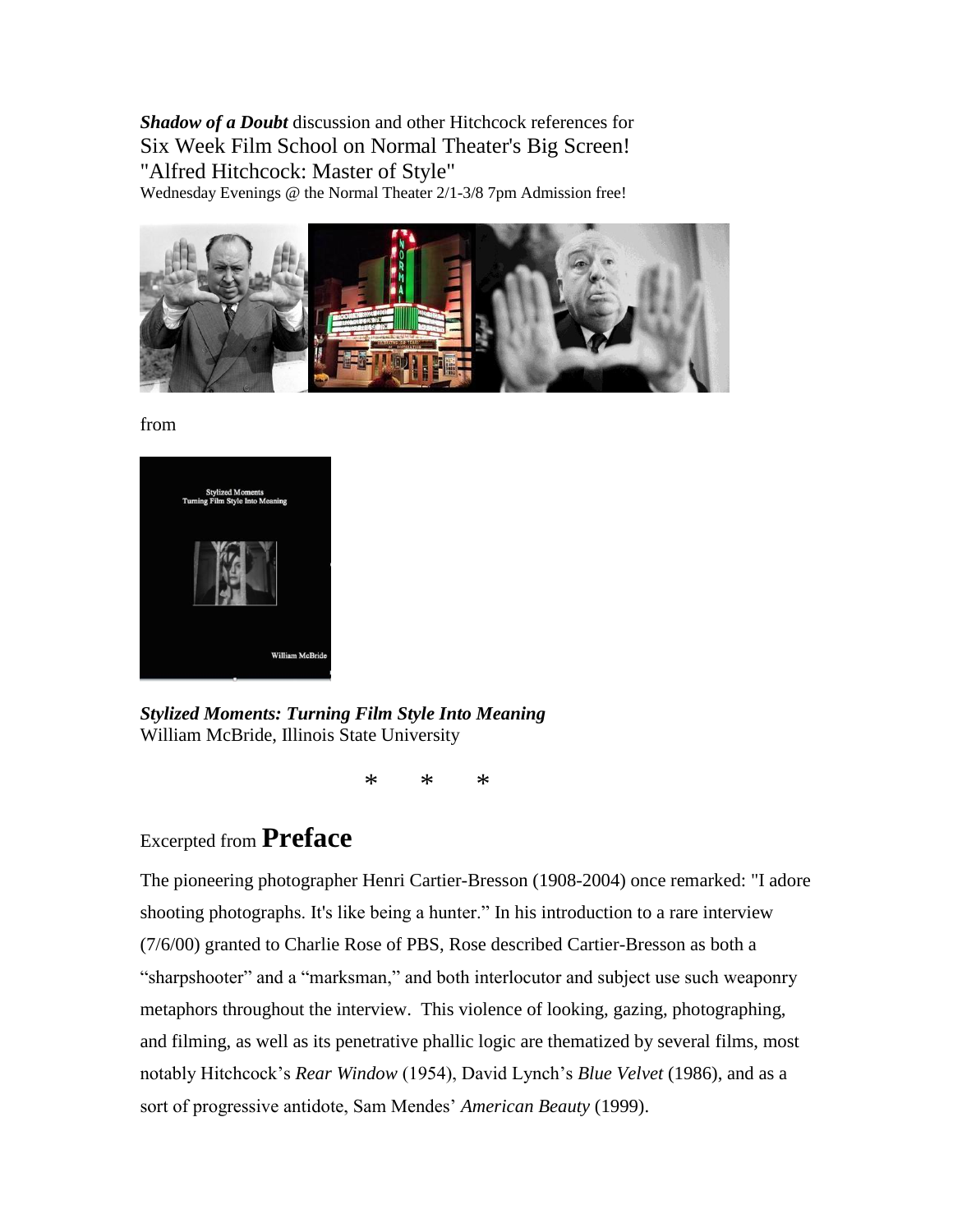***Shadow of a Doubt*** discussion and other Hitchcock references for
Six Week Film School on Normal Theater's Big Screen!
"Alfred Hitchcock: Master of Style"
Wednesday Evenings @ the Normal Theater 2/1-3/8 7pm Admission free!

from

***Stylized Moments: Turning Film Style Into Meaning***
William McBride, Illinois State University

\*　　\*　　\*

Excerpted from **Preface**

The pioneering photographer Henri Cartier-Bresson (1908-2004) once remarked: "I adore shooting photographs. It's like being a hunter." In his introduction to a rare interview (7/6/00) granted to Charlie Rose of PBS, Rose described Cartier-Bresson as both a "sharpshooter" and a "marksman," and both interlocutor and subject use such weaponry metaphors throughout the interview. This violence of looking, gazing, photographing, and filming, as well as its penetrative phallic logic are thematized by several films, most notably Hitchcock's *Rear Window* (1954), David Lynch's *Blue Velvet* (1986), and as a sort of progressive antidote, Sam Mendes' *American Beauty* (1999).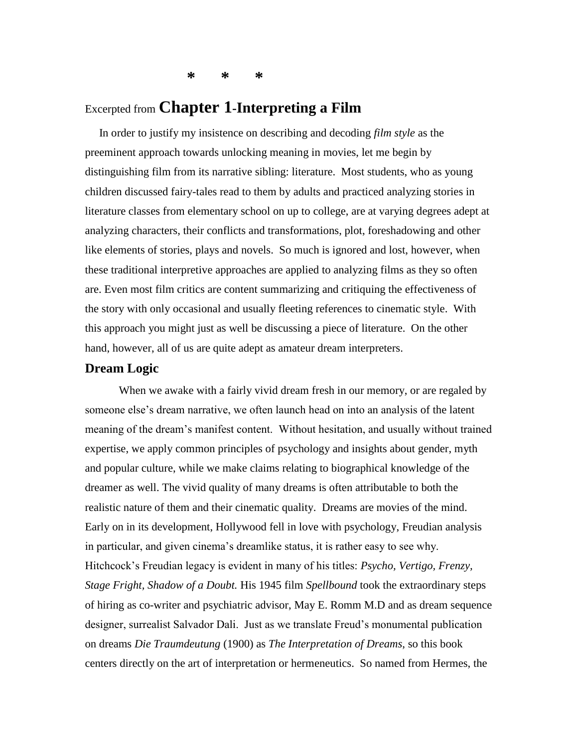\* \* \*

Excerpted from **Chapter 1-Interpreting a Film**

In order to justify my insistence on describing and decoding *film style* as the preeminent approach towards unlocking meaning in movies, let me begin by distinguishing film from its narrative sibling: literature. Most students, who as young children discussed fairy-tales read to them by adults and practiced analyzing stories in literature classes from elementary school on up to college, are at varying degrees adept at analyzing characters, their conflicts and transformations, plot, foreshadowing and other like elements of stories, plays and novels. So much is ignored and lost, however, when these traditional interpretive approaches are applied to analyzing films as they so often are. Even most film critics are content summarizing and critiquing the effectiveness of the story with only occasional and usually fleeting references to cinematic style. With this approach you might just as well be discussing a piece of literature. On the other hand, however, all of us are quite adept as amateur dream interpreters.

## Dream Logic

When we awake with a fairly vivid dream fresh in our memory, or are regaled by someone else's dream narrative, we often launch head on into an analysis of the latent meaning of the dream's manifest content. Without hesitation, and usually without trained expertise, we apply common principles of psychology and insights about gender, myth and popular culture, while we make claims relating to biographical knowledge of the dreamer as well. The vivid quality of many dreams is often attributable to both the realistic nature of them and their cinematic quality. Dreams are movies of the mind. Early on in its development, Hollywood fell in love with psychology, Freudian analysis in particular, and given cinema's dreamlike status, it is rather easy to see why. Hitchcock's Freudian legacy is evident in many of his titles: *Psycho, Vertigo, Frenzy, Stage Fright, Shadow of a Doubt.* His 1945 film *Spellbound* took the extraordinary steps of hiring as co-writer and psychiatric advisor, May E. Romm M.D and as dream sequence designer, surrealist Salvador Dali. Just as we translate Freud's monumental publication on dreams *Die Traumdeutung* (1900) as *The Interpretation of Dreams*, so this book centers directly on the art of interpretation or hermeneutics. So named from Hermes, the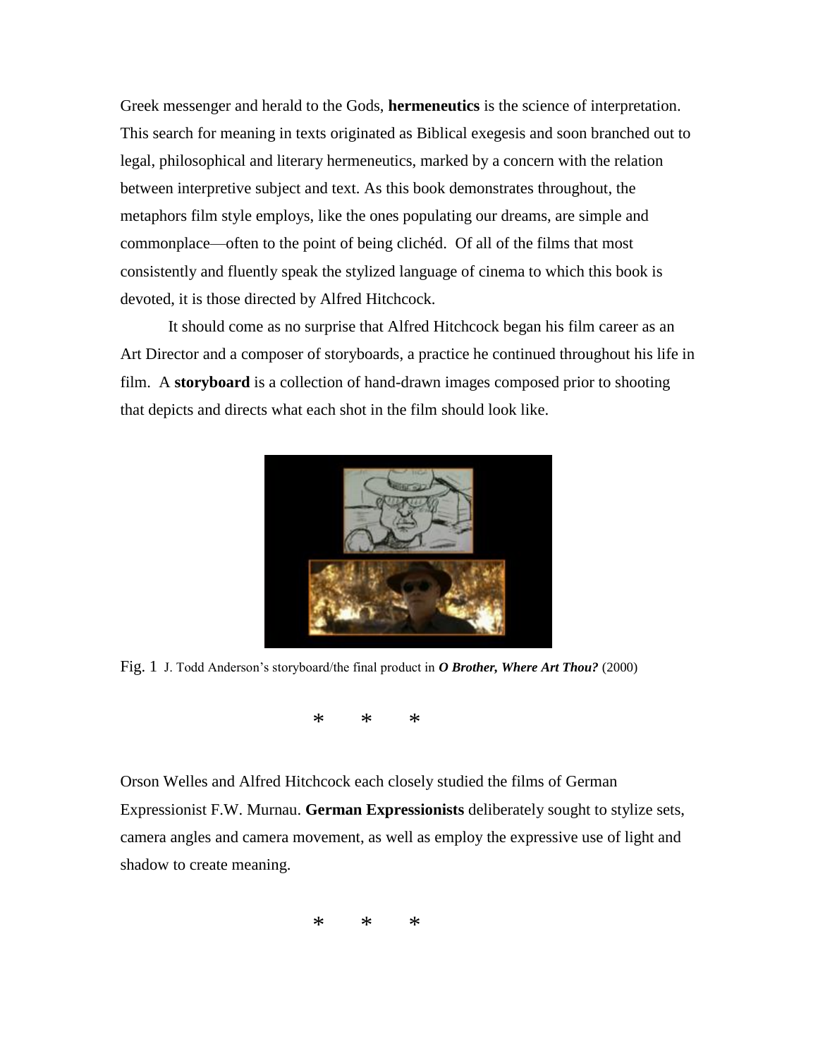Greek messenger and herald to the Gods, **hermeneutics** is the science of interpretation. This search for meaning in texts originated as Biblical exegesis and soon branched out to legal, philosophical and literary hermeneutics, marked by a concern with the relation between interpretive subject and text. As this book demonstrates throughout, the metaphors film style employs, like the ones populating our dreams, are simple and commonplace—often to the point of being clichéd. Of all of the films that most consistently and fluently speak the stylized language of cinema to which this book is devoted, it is those directed by Alfred Hitchcock.

It should come as no surprise that Alfred Hitchcock began his film career as an Art Director and a composer of storyboards, a practice he continued throughout his life in film. A **storyboard** is a collection of hand-drawn images composed prior to shooting that depicts and directs what each shot in the film should look like.

Fig. 1 J. Todd Anderson's storyboard/the final product in ***O Brother, Where Art Thou?*** (2000)

\* \* \*

Orson Welles and Alfred Hitchcock each closely studied the films of German Expressionist F.W. Murnau. **German Expressionists** deliberately sought to stylize sets, camera angles and camera movement, as well as employ the expressive use of light and shadow to create meaning.

\* \* \*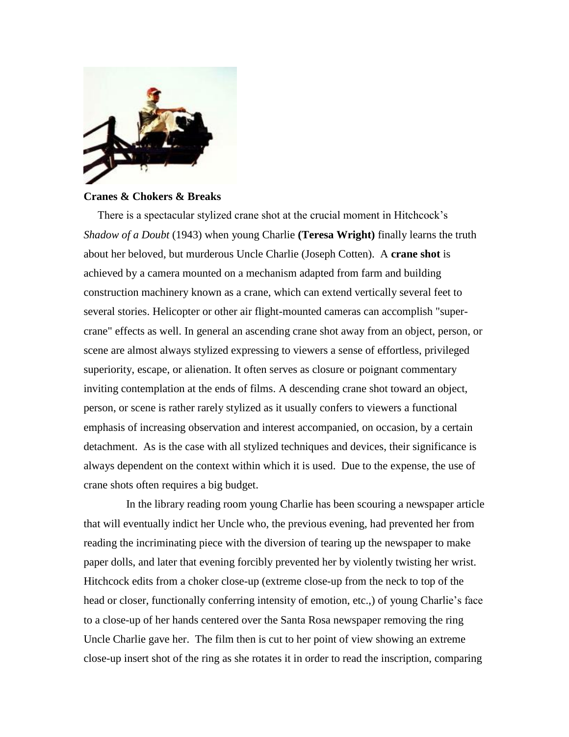**Cranes & Chokers & Breaks**

There is a spectacular stylized crane shot at the crucial moment in Hitchcock's *Shadow of a Doubt* (1943) when young Charlie **(Teresa Wright)** finally learns the truth about her beloved, but murderous Uncle Charlie (Joseph Cotten). A **crane shot** is achieved by a camera mounted on a mechanism adapted from farm and building construction machinery known as a crane, which can extend vertically several feet to several stories. Helicopter or other air flight-mounted cameras can accomplish "super-crane" effects as well. In general an ascending crane shot away from an object, person, or scene are almost always stylized expressing to viewers a sense of effortless, privileged superiority, escape, or alienation. It often serves as closure or poignant commentary inviting contemplation at the ends of films. A descending crane shot toward an object, person, or scene is rather rarely stylized as it usually confers to viewers a functional emphasis of increasing observation and interest accompanied, on occasion, by a certain detachment. As is the case with all stylized techniques and devices, their significance is always dependent on the context within which it is used. Due to the expense, the use of crane shots often requires a big budget.

In the library reading room young Charlie has been scouring a newspaper article that will eventually indict her Uncle who, the previous evening, had prevented her from reading the incriminating piece with the diversion of tearing up the newspaper to make paper dolls, and later that evening forcibly prevented her by violently twisting her wrist. Hitchcock edits from a choker close-up (extreme close-up from the neck to top of the head or closer, functionally conferring intensity of emotion, etc.,) of young Charlie's face to a close-up of her hands centered over the Santa Rosa newspaper removing the ring Uncle Charlie gave her. The film then is cut to her point of view showing an extreme close-up insert shot of the ring as she rotates it in order to read the inscription, comparing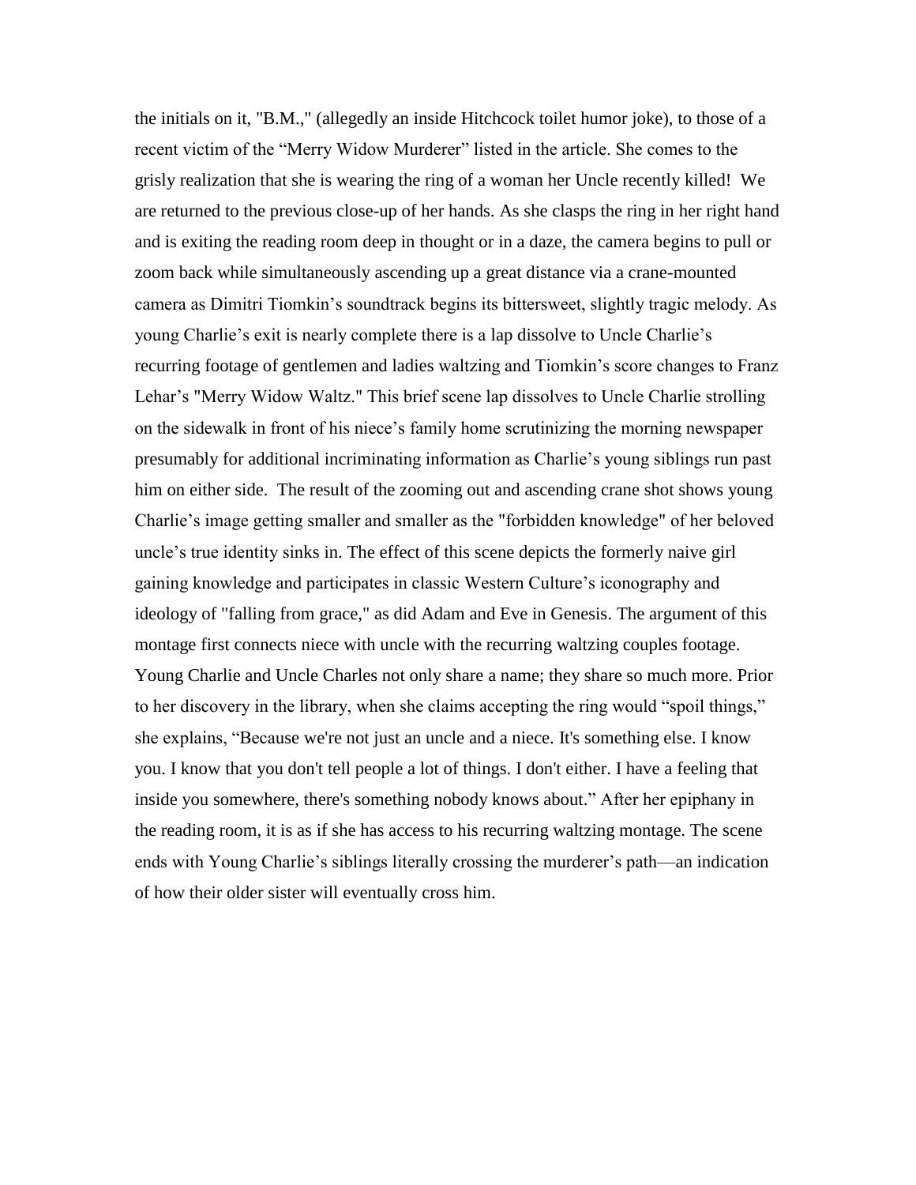the initials on it, "B.M.," (allegedly an inside Hitchcock toilet humor joke), to those of a recent victim of the “Merry Widow Murderer” listed in the article. She comes to the grisly realization that she is wearing the ring of a woman her Uncle recently killed! We are returned to the previous close-up of her hands. As she clasps the ring in her right hand and is exiting the reading room deep in thought or in a daze, the camera begins to pull or zoom back while simultaneously ascending up a great distance via a crane-mounted camera as Dimitri Tiomkin’s soundtrack begins its bittersweet, slightly tragic melody. As young Charlie’s exit is nearly complete there is a lap dissolve to Uncle Charlie’s recurring footage of gentlemen and ladies waltzing and Tiomkin’s score changes to Franz Lehar’s "Merry Widow Waltz." This brief scene lap dissolves to Uncle Charlie strolling on the sidewalk in front of his niece’s family home scrutinizing the morning newspaper presumably for additional incriminating information as Charlie’s young siblings run past him on either side. The result of the zooming out and ascending crane shot shows young Charlie’s image getting smaller and smaller as the "forbidden knowledge" of her beloved uncle’s true identity sinks in. The effect of this scene depicts the formerly naive girl gaining knowledge and participates in classic Western Culture’s iconography and ideology of "falling from grace," as did Adam and Eve in Genesis. The argument of this montage first connects niece with uncle with the recurring waltzing couples footage. Young Charlie and Uncle Charles not only share a name; they share so much more. Prior to her discovery in the library, when she claims accepting the ring would “spoil things,” she explains, “Because we're not just an uncle and a niece. It's something else. I know you. I know that you don't tell people a lot of things. I don't either. I have a feeling that inside you somewhere, there's something nobody knows about.” After her epiphany in the reading room, it is as if she has access to his recurring waltzing montage. The scene ends with Young Charlie’s siblings literally crossing the murderer’s path—an indication of how their older sister will eventually cross him.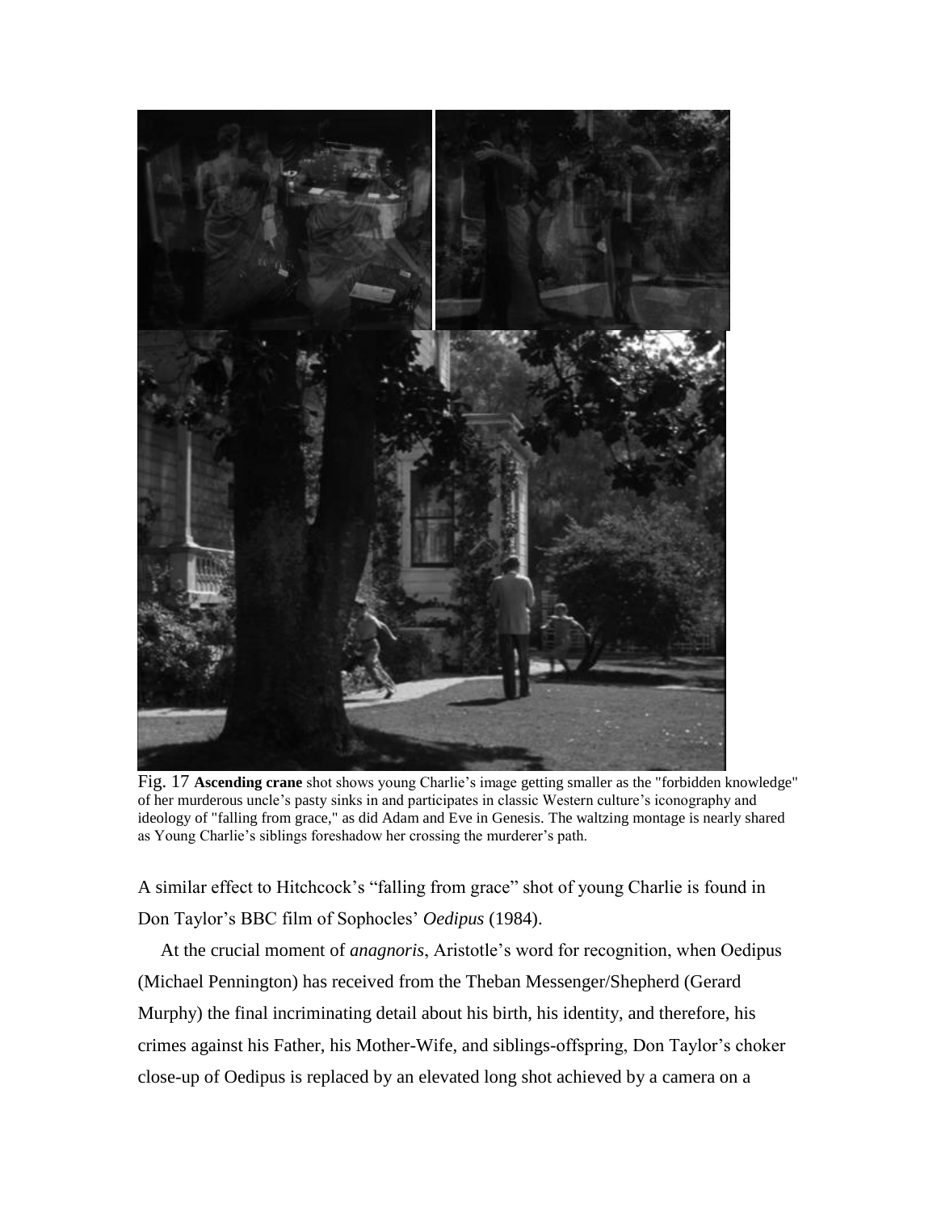Fig. 17 **Ascending crane** shot shows young Charlie's image getting smaller as the "forbidden knowledge" of her murderous uncle's pasty sinks in and participates in classic Western culture's iconography and ideology of "falling from grace," as did Adam and Eve in Genesis. The waltzing montage is nearly shared as Young Charlie's siblings foreshadow her crossing the murderer's path.

A similar effect to Hitchcock's "falling from grace" shot of young Charlie is found in Don Taylor's BBC film of Sophocles' *Oedipus* (1984).

At the crucial moment of *anagnoris*, Aristotle's word for recognition, when Oedipus (Michael Pennington) has received from the Theban Messenger/Shepherd (Gerard Murphy) the final incriminating detail about his birth, his identity, and therefore, his crimes against his Father, his Mother-Wife, and siblings-offspring, Don Taylor's choker close-up of Oedipus is replaced by an elevated long shot achieved by a camera on a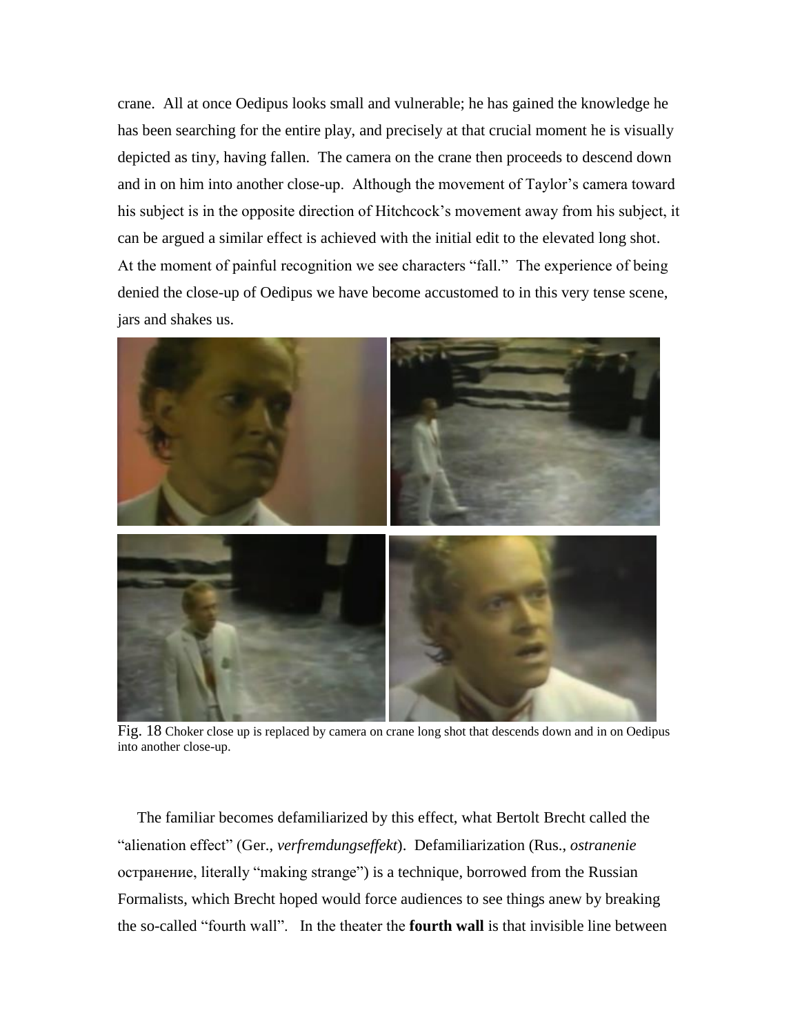crane. All at once Oedipus looks small and vulnerable; he has gained the knowledge he has been searching for the entire play, and precisely at that crucial moment he is visually depicted as tiny, having fallen. The camera on the crane then proceeds to descend down and in on him into another close-up. Although the movement of Taylor's camera toward his subject is in the opposite direction of Hitchcock's movement away from his subject, it can be argued a similar effect is achieved with the initial edit to the elevated long shot. At the moment of painful recognition we see characters "fall." The experience of being denied the close-up of Oedipus we have become accustomed to in this very tense scene, jars and shakes us.

Fig. 18 Choker close up is replaced by camera on crane long shot that descends down and in on Oedipus into another close-up.

The familiar becomes defamiliarized by this effect, what Bertolt Brecht called the "alienation effect" (Ger., *verfremdungseffekt*). Defamiliarization (Rus., *ostranenie* остранение, literally "making strange") is a technique, borrowed from the Russian Formalists, which Brecht hoped would force audiences to see things anew by breaking the so-called "fourth wall". In the theater the **fourth wall** is that invisible line between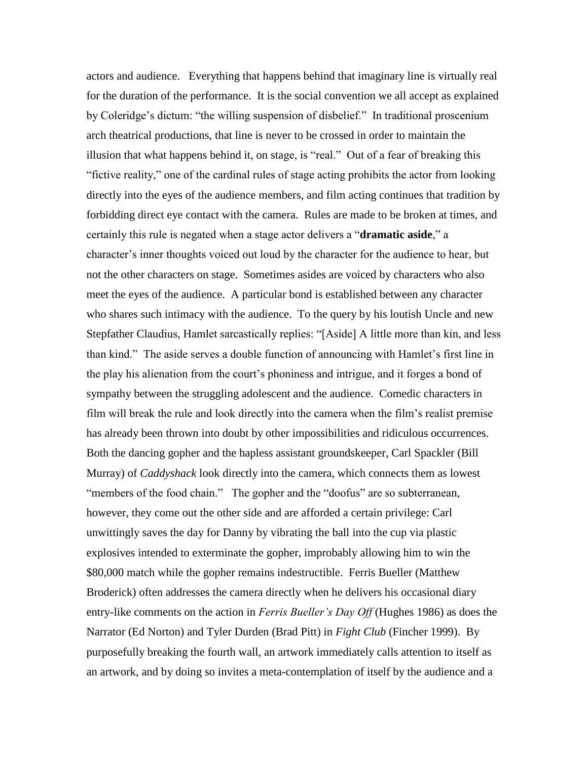actors and audience. Everything that happens behind that imaginary line is virtually real for the duration of the performance. It is the social convention we all accept as explained by Coleridge's dictum: "the willing suspension of disbelief." In traditional proscenium arch theatrical productions, that line is never to be crossed in order to maintain the illusion that what happens behind it, on stage, is "real." Out of a fear of breaking this "fictive reality," one of the cardinal rules of stage acting prohibits the actor from looking directly into the eyes of the audience members, and film acting continues that tradition by forbidding direct eye contact with the camera. Rules are made to be broken at times, and certainly this rule is negated when a stage actor delivers a "**dramatic aside**," a character's inner thoughts voiced out loud by the character for the audience to hear, but not the other characters on stage. Sometimes asides are voiced by characters who also meet the eyes of the audience. A particular bond is established between any character who shares such intimacy with the audience. To the query by his loutish Uncle and new Stepfather Claudius, Hamlet sarcastically replies: "[Aside] A little more than kin, and less than kind." The aside serves a double function of announcing with Hamlet's first line in the play his alienation from the court's phoniness and intrigue, and it forges a bond of sympathy between the struggling adolescent and the audience. Comedic characters in film will break the rule and look directly into the camera when the film's realist premise has already been thrown into doubt by other impossibilities and ridiculous occurrences. Both the dancing gopher and the hapless assistant groundskeeper, Carl Spackler (Bill Murray) of *Caddyshack* look directly into the camera, which connects them as lowest "members of the food chain." The gopher and the "doofus" are so subterranean, however, they come out the other side and are afforded a certain privilege: Carl unwittingly saves the day for Danny by vibrating the ball into the cup via plastic explosives intended to exterminate the gopher, improbably allowing him to win the $80,000 match while the gopher remains indestructible. Ferris Bueller (Matthew Broderick) often addresses the camera directly when he delivers his occasional diary entry-like comments on the action in *Ferris Bueller's Day Off* (Hughes 1986) as does the Narrator (Ed Norton) and Tyler Durden (Brad Pitt) in *Fight Club* (Fincher 1999). By purposefully breaking the fourth wall, an artwork immediately calls attention to itself as an artwork, and by doing so invites a meta-contemplation of itself by the audience and a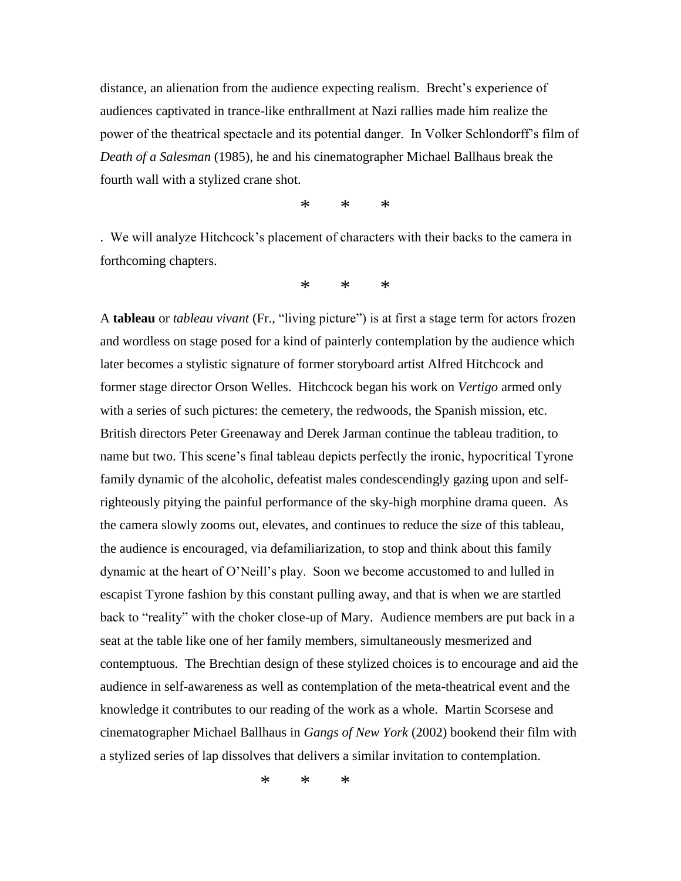distance, an alienation from the audience expecting realism. Brecht's experience of audiences captivated in trance-like enthrallment at Nazi rallies made him realize the power of the theatrical spectacle and its potential danger. In Volker Schlondorff's film of *Death of a Salesman* (1985), he and his cinematographer Michael Ballhaus break the fourth wall with a stylized crane shot.

\* \* \*

. We will analyze Hitchcock's placement of characters with their backs to the camera in forthcoming chapters.

\* \* \*

A **tableau** or *tableau vivant* (Fr., "living picture") is at first a stage term for actors frozen and wordless on stage posed for a kind of painterly contemplation by the audience which later becomes a stylistic signature of former storyboard artist Alfred Hitchcock and former stage director Orson Welles. Hitchcock began his work on *Vertigo* armed only with a series of such pictures: the cemetery, the redwoods, the Spanish mission, etc. British directors Peter Greenaway and Derek Jarman continue the tableau tradition, to name but two. This scene's final tableau depicts perfectly the ironic, hypocritical Tyrone family dynamic of the alcoholic, defeatist males condescendingly gazing upon and self-righteously pitying the painful performance of the sky-high morphine drama queen. As the camera slowly zooms out, elevates, and continues to reduce the size of this tableau, the audience is encouraged, via defamiliarization, to stop and think about this family dynamic at the heart of O'Neill's play. Soon we become accustomed to and lulled in escapist Tyrone fashion by this constant pulling away, and that is when we are startled back to "reality" with the choker close-up of Mary. Audience members are put back in a seat at the table like one of her family members, simultaneously mesmerized and contemptuous. The Brechtian design of these stylized choices is to encourage and aid the audience in self-awareness as well as contemplation of the meta-theatrical event and the knowledge it contributes to our reading of the work as a whole. Martin Scorsese and cinematographer Michael Ballhaus in *Gangs of New York* (2002) bookend their film with a stylized series of lap dissolves that delivers a similar invitation to contemplation.

\* \* \*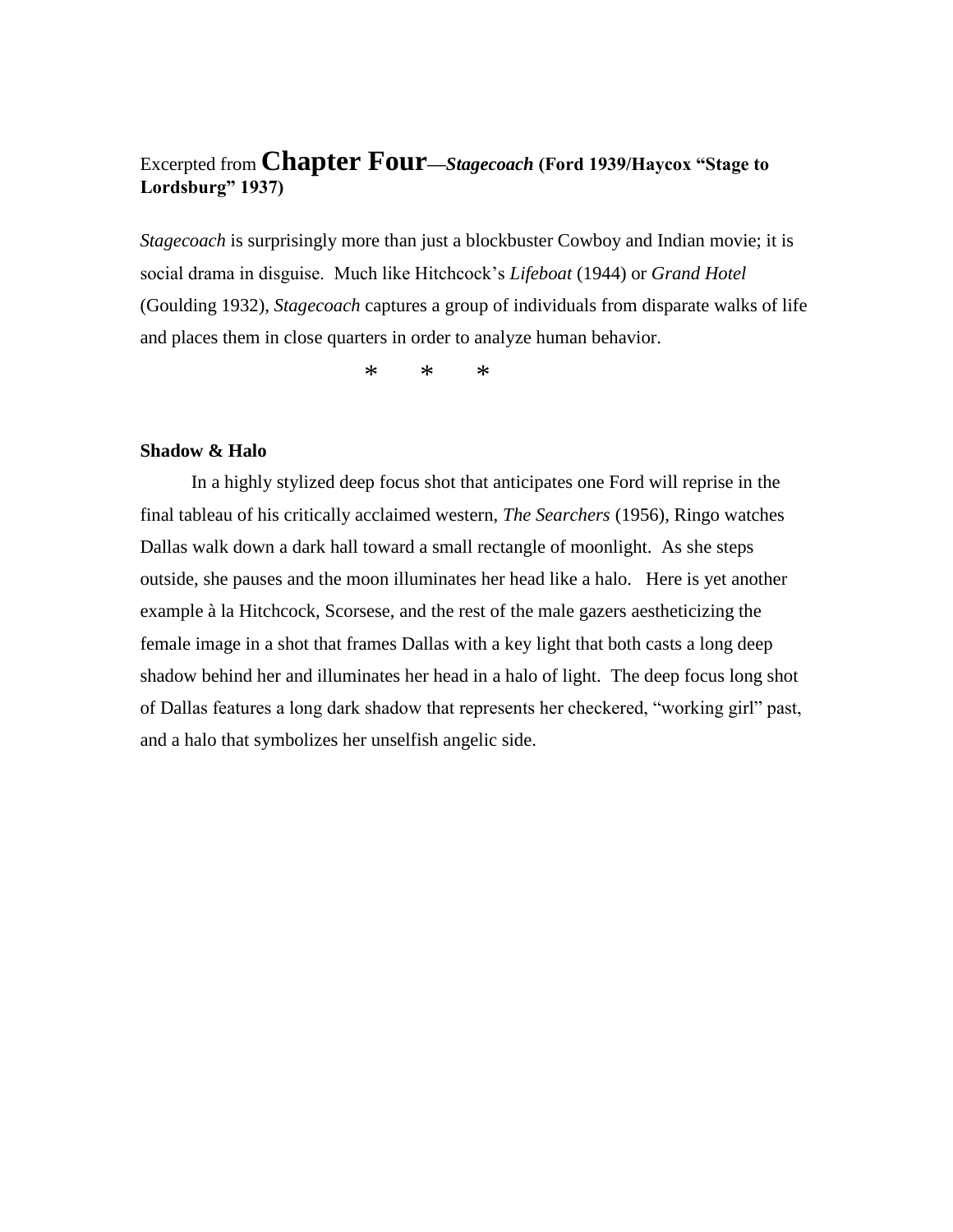Excerpted from **Chapter Four**—***Stagecoach* (Ford 1939/Haycox "Stage to Lordsburg" 1937)**

*Stagecoach* is surprisingly more than just a blockbuster Cowboy and Indian movie; it is social drama in disguise. Much like Hitchcock's *Lifeboat* (1944) or *Grand Hotel* (Goulding 1932), *Stagecoach* captures a group of individuals from disparate walks of life and places them in close quarters in order to analyze human behavior.

\* \* \*

**Shadow & Halo**

In a highly stylized deep focus shot that anticipates one Ford will reprise in the final tableau of his critically acclaimed western, *The Searchers* (1956), Ringo watches Dallas walk down a dark hall toward a small rectangle of moonlight. As she steps outside, she pauses and the moon illuminates her head like a halo. Here is yet another example à la Hitchcock, Scorsese, and the rest of the male gazers aestheticizing the female image in a shot that frames Dallas with a key light that both casts a long deep shadow behind her and illuminates her head in a halo of light. The deep focus long shot of Dallas features a long dark shadow that represents her checkered, "working girl" past, and a halo that symbolizes her unselfish angelic side.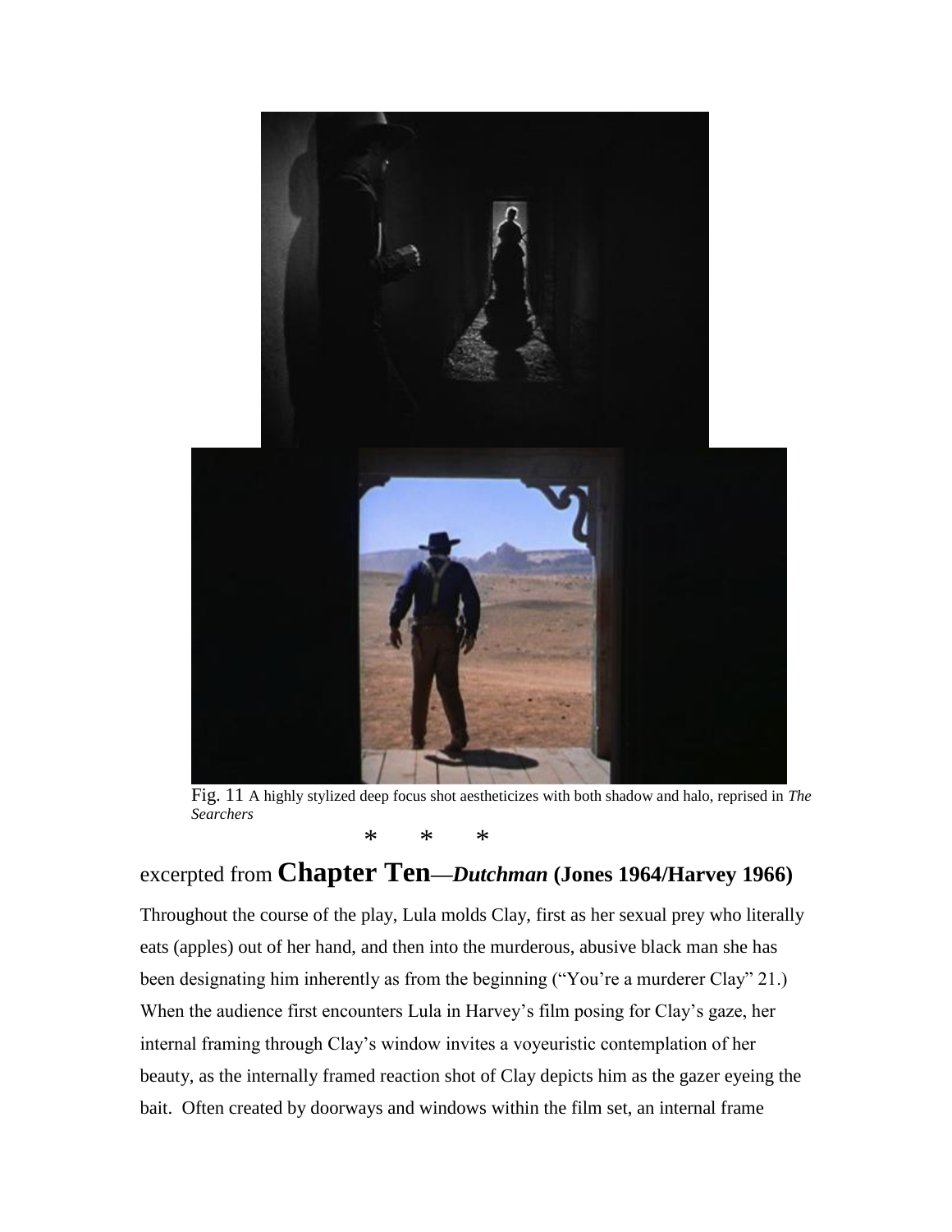Fig. 11 A highly stylized deep focus shot aestheticizes with both shadow and halo, reprised in *The Searchers*

\*   \*   \*

## excerpted from **Chapter Ten—*Dutchman* (Jones 1964/Harvey 1966)**

Throughout the course of the play, Lula molds Clay, first as her sexual prey who literally eats (apples) out of her hand, and then into the murderous, abusive black man she has been designating him inherently as from the beginning ("You're a murderer Clay" 21.) When the audience first encounters Lula in Harvey's film posing for Clay's gaze, her internal framing through Clay's window invites a voyeuristic contemplation of her beauty, as the internally framed reaction shot of Clay depicts him as the gazer eyeing the bait. Often created by doorways and windows within the film set, an internal frame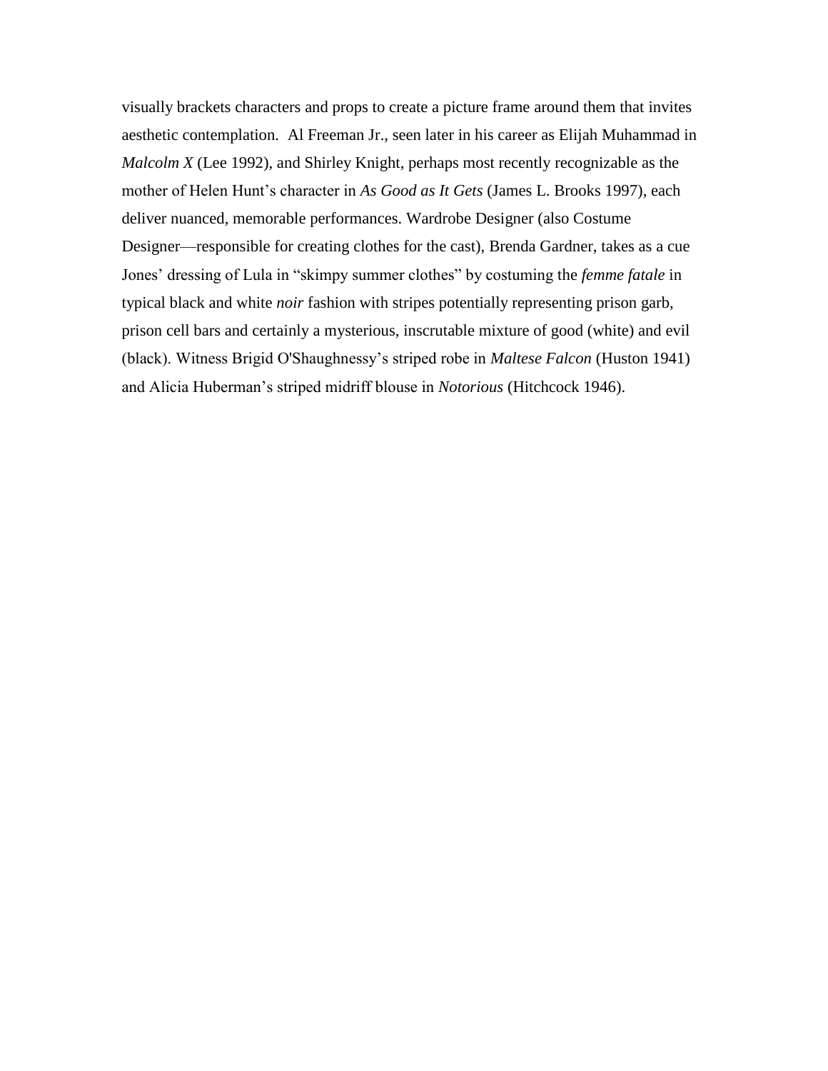visually brackets characters and props to create a picture frame around them that invites aesthetic contemplation. Al Freeman Jr., seen later in his career as Elijah Muhammad in *Malcolm X* (Lee 1992), and Shirley Knight, perhaps most recently recognizable as the mother of Helen Hunt's character in *As Good as It Gets* (James L. Brooks 1997), each deliver nuanced, memorable performances. Wardrobe Designer (also Costume Designer—responsible for creating clothes for the cast), Brenda Gardner, takes as a cue Jones' dressing of Lula in "skimpy summer clothes" by costuming the *femme fatale* in typical black and white *noir* fashion with stripes potentially representing prison garb, prison cell bars and certainly a mysterious, inscrutable mixture of good (white) and evil (black). Witness Brigid O'Shaughnessy's striped robe in *Maltese Falcon* (Huston 1941) and Alicia Huberman's striped midriff blouse in *Notorious* (Hitchcock 1946).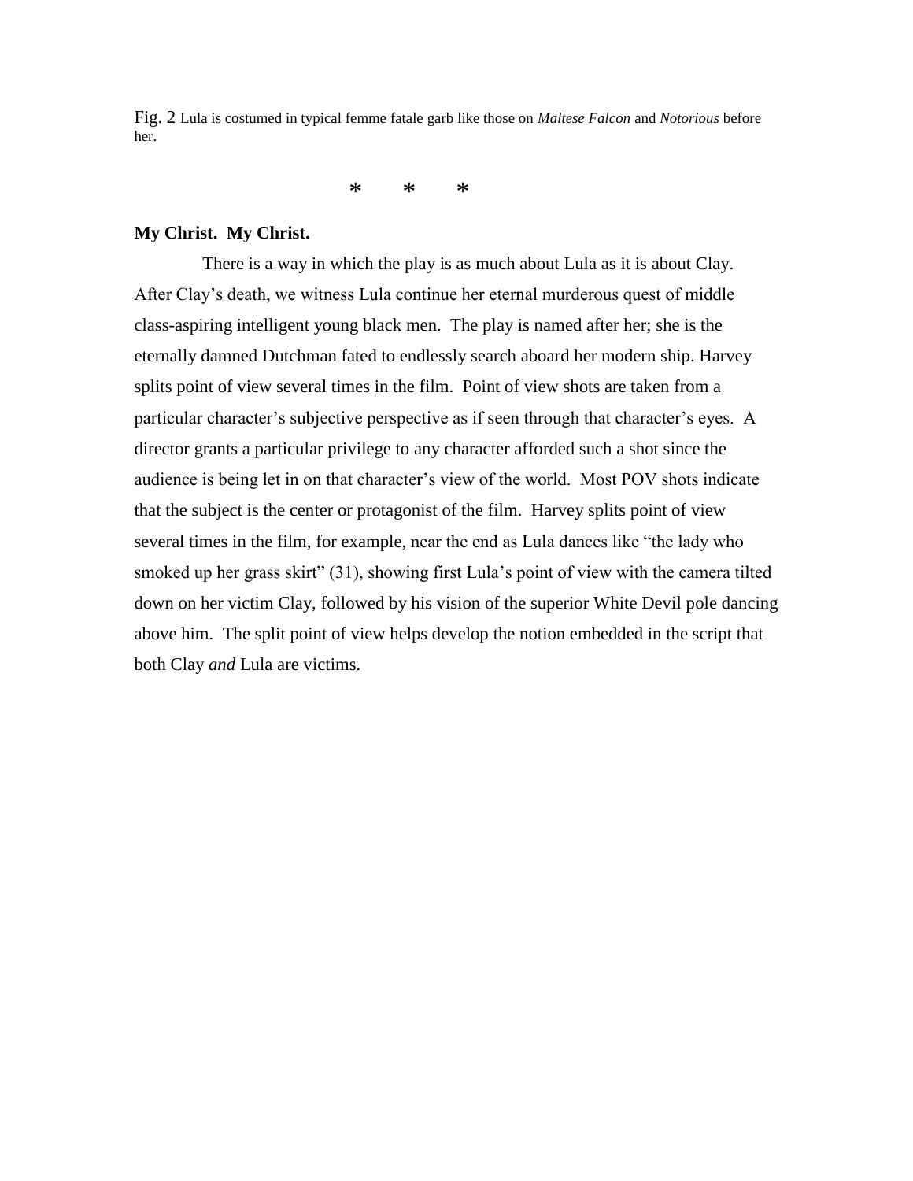Fig. 2 Lula is costumed in typical femme fatale garb like those on *Maltese Falcon* and *Notorious* before her.

\*    \*    \*

**My Christ.  My Christ.**

There is a way in which the play is as much about Lula as it is about Clay. After Clay's death, we witness Lula continue her eternal murderous quest of middle class-aspiring intelligent young black men.  The play is named after her; she is the eternally damned Dutchman fated to endlessly search aboard her modern ship. Harvey splits point of view several times in the film.  Point of view shots are taken from a particular character's subjective perspective as if seen through that character's eyes.  A director grants a particular privilege to any character afforded such a shot since the audience is being let in on that character's view of the world.  Most POV shots indicate that the subject is the center or protagonist of the film.  Harvey splits point of view several times in the film, for example, near the end as Lula dances like "the lady who smoked up her grass skirt" (31), showing first Lula's point of view with the camera tilted down on her victim Clay, followed by his vision of the superior White Devil pole dancing above him.  The split point of view helps develop the notion embedded in the script that both Clay *and* Lula are victims.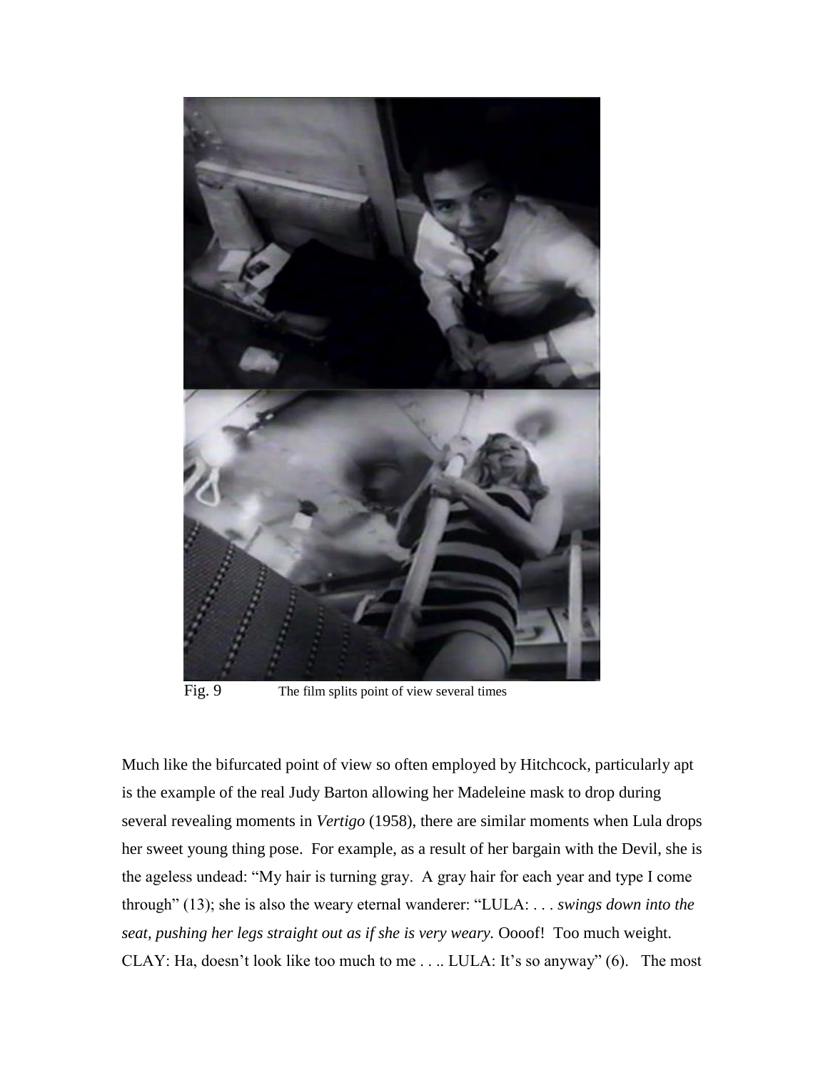Fig. 9 The film splits point of view several times

Much like the bifurcated point of view so often employed by Hitchcock, particularly apt is the example of the real Judy Barton allowing her Madeleine mask to drop during several revealing moments in *Vertigo* (1958), there are similar moments when Lula drops her sweet young thing pose. For example, as a result of her bargain with the Devil, she is the ageless undead: "My hair is turning gray. A gray hair for each year and type I come through" (13); she is also the weary eternal wanderer: "LULA: . . . *swings down into the seat, pushing her legs straight out as if she is very weary.* Oooof! Too much weight. CLAY: Ha, doesn't look like too much to me . . .. LULA: It's so anyway" (6). The most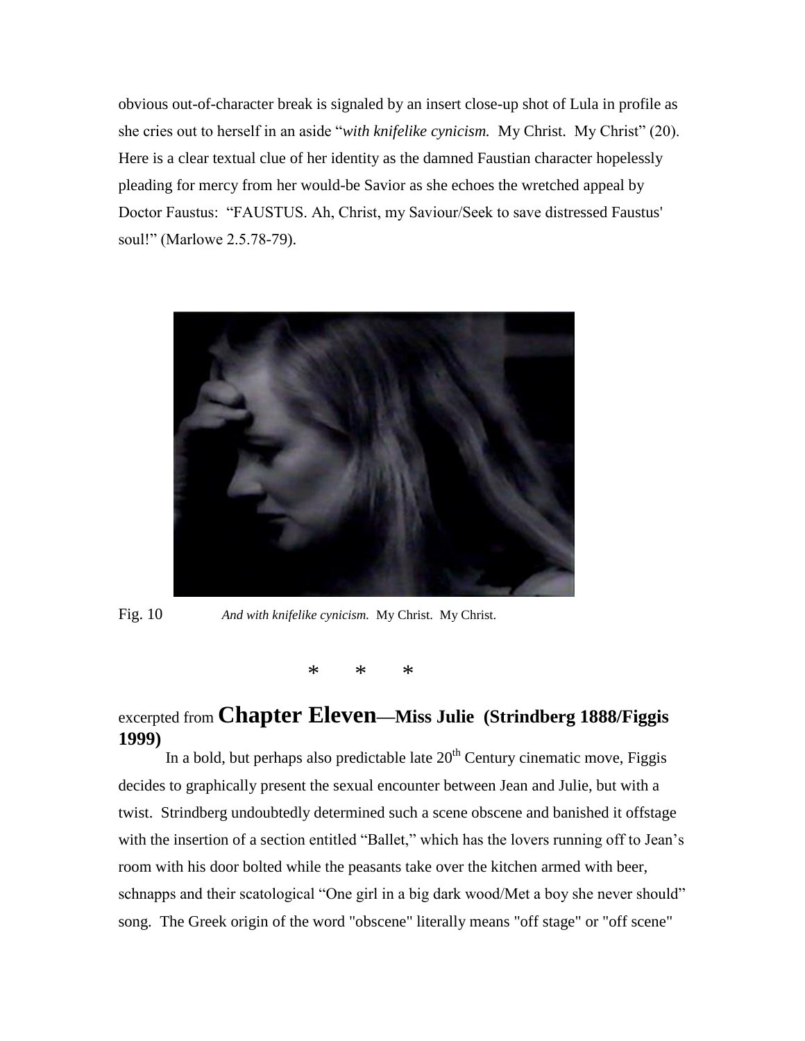obvious out-of-character break is signaled by an insert close-up shot of Lula in profile as she cries out to herself in an aside "*with knifelike cynicism.* My Christ. My Christ" (20). Here is a clear textual clue of her identity as the damned Faustian character hopelessly pleading for mercy from her would-be Savior as she echoes the wretched appeal by Doctor Faustus: "FAUSTUS. Ah, Christ, my Saviour/Seek to save distressed Faustus' soul!" (Marlowe 2.5.78-79).

Fig. 10 *And with knifelike cynicism.* My Christ. My Christ.

\* \* \*

## excerpted from **Chapter Eleven—Miss Julie (Strindberg 1888/Figgis 1999)**

In a bold, but perhaps also predictable late 20th Century cinematic move, Figgis decides to graphically present the sexual encounter between Jean and Julie, but with a twist. Strindberg undoubtedly determined such a scene obscene and banished it offstage with the insertion of a section entitled "Ballet," which has the lovers running off to Jean's room with his door bolted while the peasants take over the kitchen armed with beer, schnapps and their scatological "One girl in a big dark wood/Met a boy she never should" song. The Greek origin of the word "obscene" literally means "off stage" or "off scene"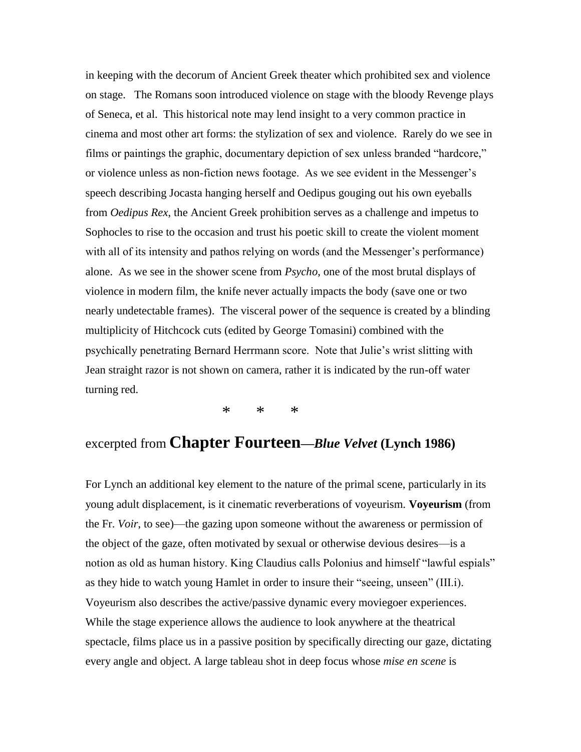in keeping with the decorum of Ancient Greek theater which prohibited sex and violence on stage. The Romans soon introduced violence on stage with the bloody Revenge plays of Seneca, et al. This historical note may lend insight to a very common practice in cinema and most other art forms: the stylization of sex and violence. Rarely do we see in films or paintings the graphic, documentary depiction of sex unless branded "hardcore," or violence unless as non-fiction news footage. As we see evident in the Messenger's speech describing Jocasta hanging herself and Oedipus gouging out his own eyeballs from *Oedipus Rex*, the Ancient Greek prohibition serves as a challenge and impetus to Sophocles to rise to the occasion and trust his poetic skill to create the violent moment with all of its intensity and pathos relying on words (and the Messenger's performance) alone. As we see in the shower scene from *Psycho*, one of the most brutal displays of violence in modern film, the knife never actually impacts the body (save one or two nearly undetectable frames). The visceral power of the sequence is created by a blinding multiplicity of Hitchcock cuts (edited by George Tomasini) combined with the psychically penetrating Bernard Herrmann score. Note that Julie's wrist slitting with Jean straight razor is not shown on camera, rather it is indicated by the run-off water turning red.

\* \* \*

## excerpted from **Chapter Fourteen—*Blue Velvet* (Lynch 1986)**

For Lynch an additional key element to the nature of the primal scene, particularly in its young adult displacement, is it cinematic reverberations of voyeurism. **Voyeurism** (from the Fr. *Voir*, to see)—the gazing upon someone without the awareness or permission of the object of the gaze, often motivated by sexual or otherwise devious desires—is a notion as old as human history. King Claudius calls Polonius and himself "lawful espials" as they hide to watch young Hamlet in order to insure their "seeing, unseen" (III.i). Voyeurism also describes the active/passive dynamic every moviegoer experiences. While the stage experience allows the audience to look anywhere at the theatrical spectacle, films place us in a passive position by specifically directing our gaze, dictating every angle and object. A large tableau shot in deep focus whose *mise en scene* is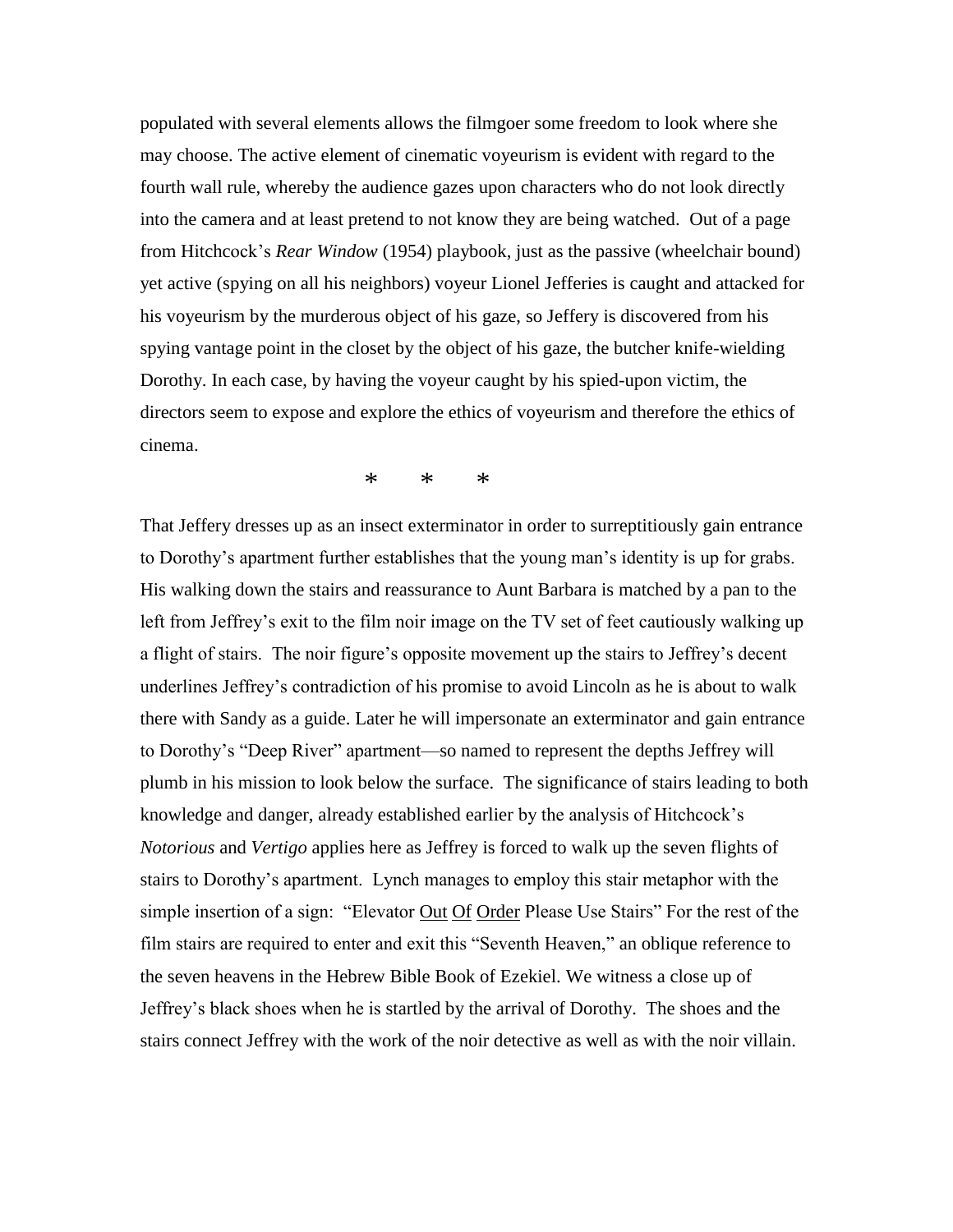populated with several elements allows the filmgoer some freedom to look where she may choose. The active element of cinematic voyeurism is evident with regard to the fourth wall rule, whereby the audience gazes upon characters who do not look directly into the camera and at least pretend to not know they are being watched. Out of a page from Hitchcock's *Rear Window* (1954) playbook, just as the passive (wheelchair bound) yet active (spying on all his neighbors) voyeur Lionel Jefferies is caught and attacked for his voyeurism by the murderous object of his gaze, so Jeffery is discovered from his spying vantage point in the closet by the object of his gaze, the butcher knife-wielding Dorothy. In each case, by having the voyeur caught by his spied-upon victim, the directors seem to expose and explore the ethics of voyeurism and therefore the ethics of cinema.

\*    \*    \*

That Jeffery dresses up as an insect exterminator in order to surreptitiously gain entrance to Dorothy's apartment further establishes that the young man's identity is up for grabs. His walking down the stairs and reassurance to Aunt Barbara is matched by a pan to the left from Jeffrey's exit to the film noir image on the TV set of feet cautiously walking up a flight of stairs. The noir figure's opposite movement up the stairs to Jeffrey's decent underlines Jeffrey's contradiction of his promise to avoid Lincoln as he is about to walk there with Sandy as a guide. Later he will impersonate an exterminator and gain entrance to Dorothy's "Deep River" apartment—so named to represent the depths Jeffrey will plumb in his mission to look below the surface. The significance of stairs leading to both knowledge and danger, already established earlier by the analysis of Hitchcock's *Notorious* and *Vertigo* applies here as Jeffrey is forced to walk up the seven flights of stairs to Dorothy's apartment. Lynch manages to employ this stair metaphor with the simple insertion of a sign: "Elevator <u>Out</u> <u>Of</u> <u>Order</u> Please Use Stairs" For the rest of the film stairs are required to enter and exit this "Seventh Heaven," an oblique reference to the seven heavens in the Hebrew Bible Book of Ezekiel. We witness a close up of Jeffrey's black shoes when he is startled by the arrival of Dorothy. The shoes and the stairs connect Jeffrey with the work of the noir detective as well as with the noir villain.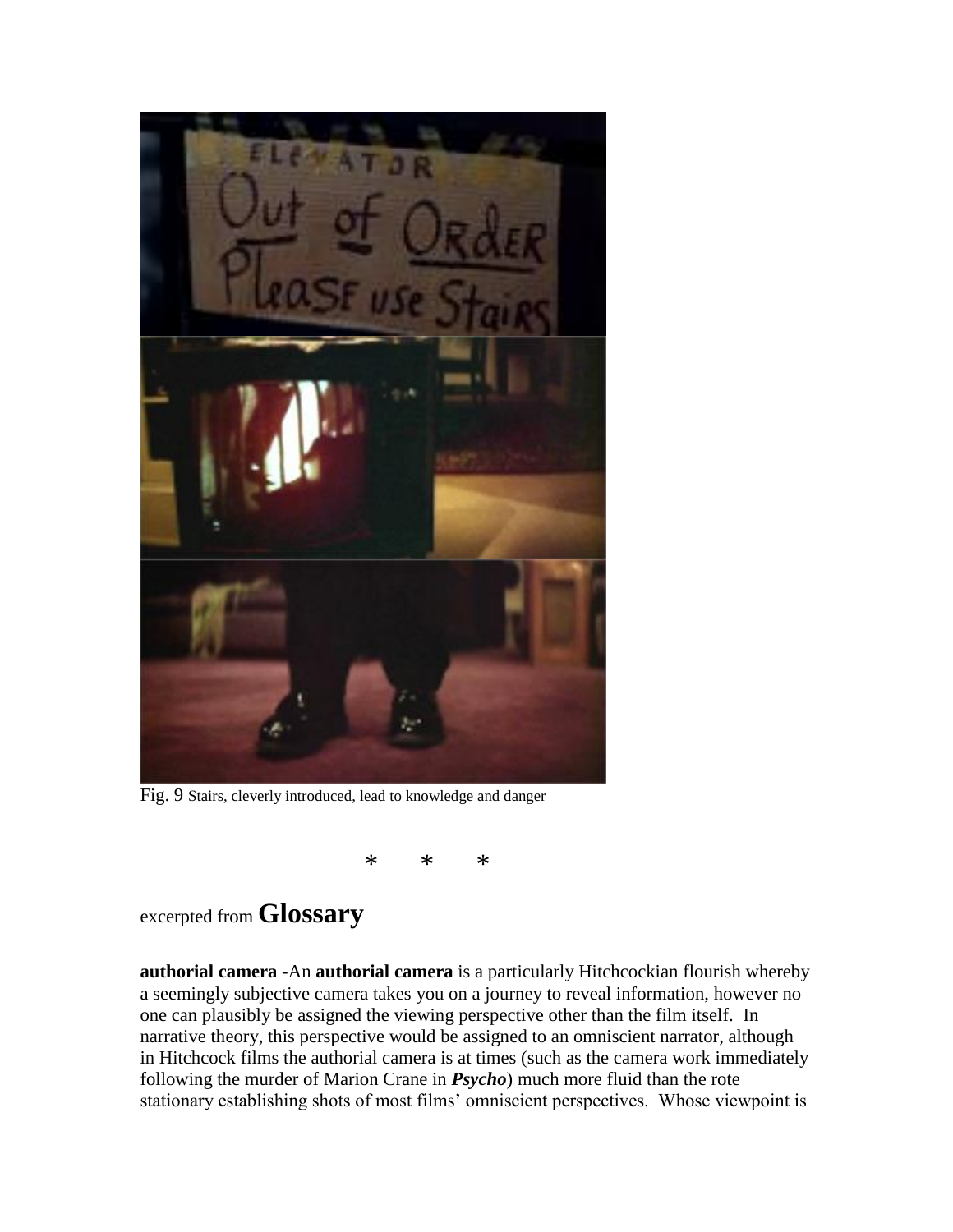Fig. 9 Stairs, cleverly introduced, lead to knowledge and danger

\*       \*       \*

excerpted from **Glossary**

**authorial camera** -An **authorial camera** is a particularly Hitchcockian flourish whereby a seemingly subjective camera takes you on a journey to reveal information, however no one can plausibly be assigned the viewing perspective other than the film itself. In narrative theory, this perspective would be assigned to an omniscient narrator, although in Hitchcock films the authorial camera is at times (such as the camera work immediately following the murder of Marion Crane in ***Psycho***) much more fluid than the rote stationary establishing shots of most films' omniscient perspectives. Whose viewpoint is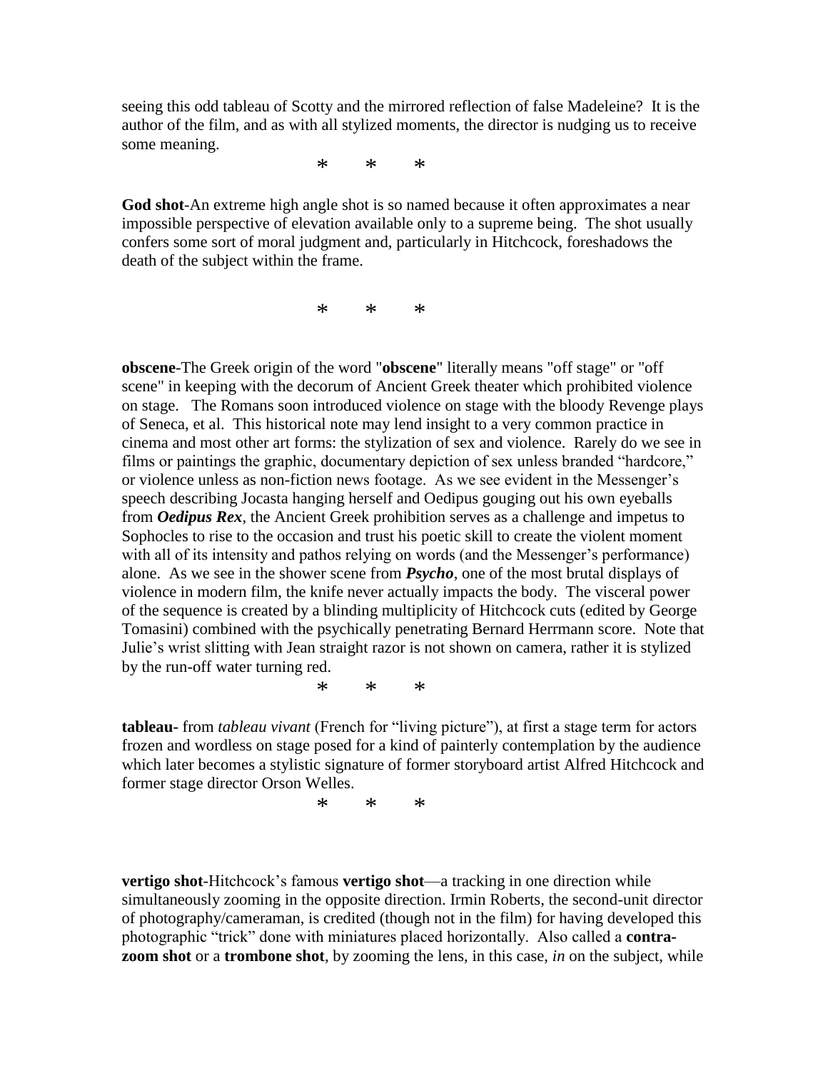seeing this odd tableau of Scotty and the mirrored reflection of false Madeleine? It is the author of the film, and as with all stylized moments, the director is nudging us to receive some meaning.

\*　　\*　　\*

**God shot**-An extreme high angle shot is so named because it often approximates a near impossible perspective of elevation available only to a supreme being. The shot usually confers some sort of moral judgment and, particularly in Hitchcock, foreshadows the death of the subject within the frame.

\*　　\*　　\*

**obscene**-The Greek origin of the word "**obscene**" literally means "off stage" or "off scene" in keeping with the decorum of Ancient Greek theater which prohibited violence on stage. The Romans soon introduced violence on stage with the bloody Revenge plays of Seneca, et al. This historical note may lend insight to a very common practice in cinema and most other art forms: the stylization of sex and violence. Rarely do we see in films or paintings the graphic, documentary depiction of sex unless branded "hardcore," or violence unless as non-fiction news footage. As we see evident in the Messenger's speech describing Jocasta hanging herself and Oedipus gouging out his own eyeballs from ***Oedipus Rex***, the Ancient Greek prohibition serves as a challenge and impetus to Sophocles to rise to the occasion and trust his poetic skill to create the violent moment with all of its intensity and pathos relying on words (and the Messenger's performance) alone. As we see in the shower scene from ***Psycho***, one of the most brutal displays of violence in modern film, the knife never actually impacts the body. The visceral power of the sequence is created by a blinding multiplicity of Hitchcock cuts (edited by George Tomasini) combined with the psychically penetrating Bernard Herrmann score. Note that Julie's wrist slitting with Jean straight razor is not shown on camera, rather it is stylized by the run-off water turning red.

\*　　\*　　\*

**tableau-** from *tableau vivant* (French for "living picture"), at first a stage term for actors frozen and wordless on stage posed for a kind of painterly contemplation by the audience which later becomes a stylistic signature of former storyboard artist Alfred Hitchcock and former stage director Orson Welles.

\*　　\*　　\*

**vertigo shot**-Hitchcock's famous **vertigo shot**—a tracking in one direction while simultaneously zooming in the opposite direction. Irmin Roberts, the second-unit director of photography/cameraman, is credited (though not in the film) for having developed this photographic "trick" done with miniatures placed horizontally. Also called a **contra-zoom shot** or a **trombone shot**, by zooming the lens, in this case, *in* on the subject, while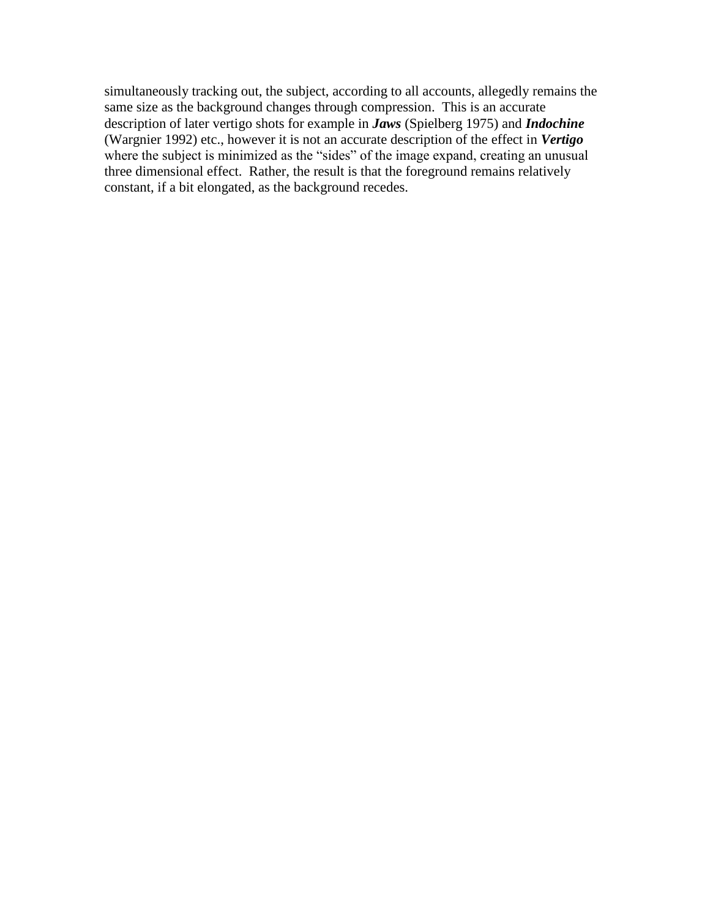simultaneously tracking out, the subject, according to all accounts, allegedly remains the same size as the background changes through compression. This is an accurate description of later vertigo shots for example in ***Jaws*** (Spielberg 1975) and ***Indochine*** (Wargnier 1992) etc., however it is not an accurate description of the effect in ***Vertigo*** where the subject is minimized as the "sides" of the image expand, creating an unusual three dimensional effect. Rather, the result is that the foreground remains relatively constant, if a bit elongated, as the background recedes.